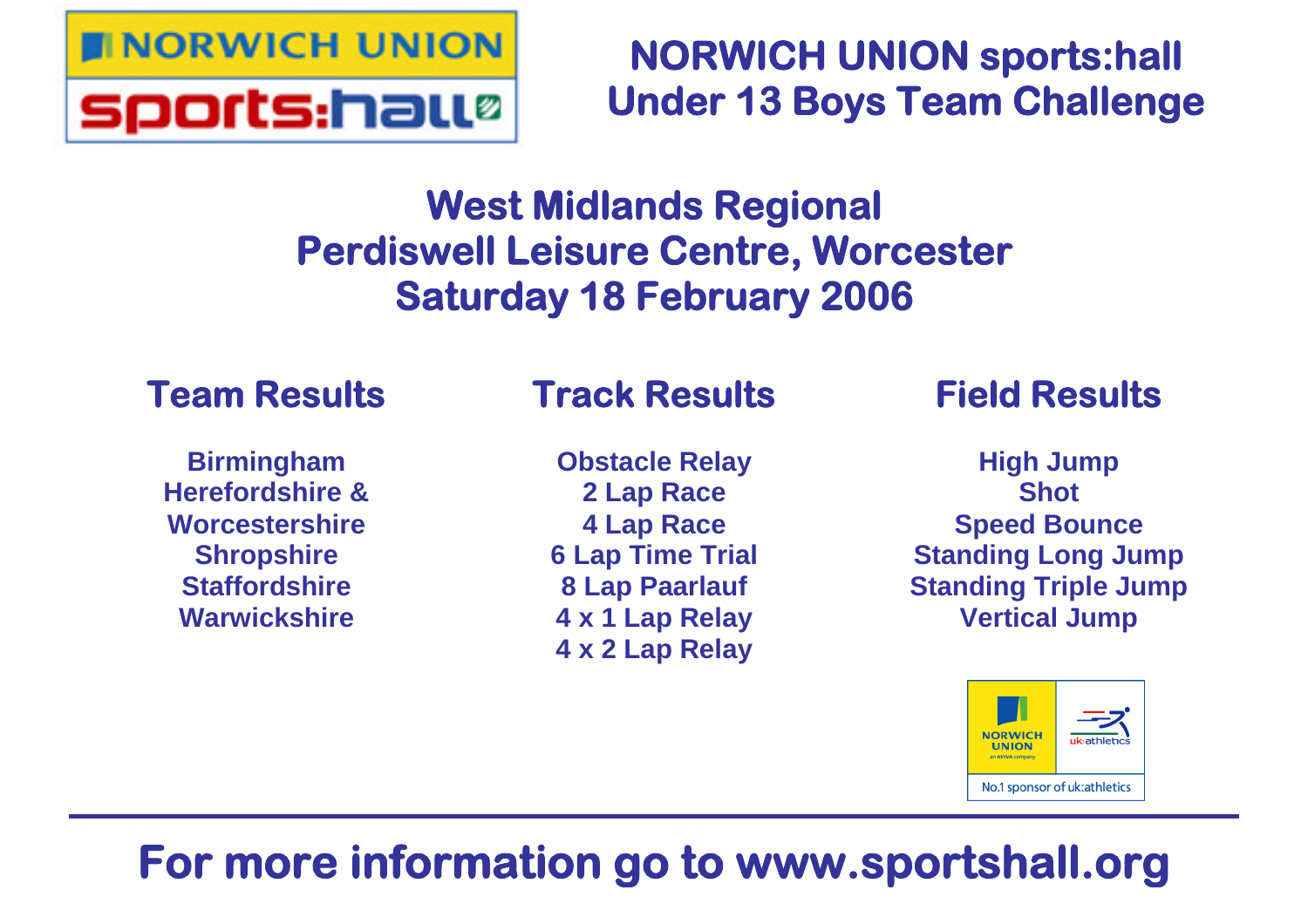# NORWICH UNION sports:hall
# Under 13 Boys Team Challenge

## West Midlands Regional
## Perdiswell Leisure Centre, Worcester
## Saturday 18 February 2006

### Team Results

**Birmingham**
**Herefordshire & Worcestershire**
**Shropshire**
**Staffordshire**
**Warwickshire**

### Track Results

**Obstacle Relay**
**2 Lap Race**
**4 Lap Race**
**6 Lap Time Trial**
**8 Lap Paarlauf**
**4 x 1 Lap Relay**
**4 x 2 Lap Relay**

### Field Results

**High Jump**
**Shot**
**Speed Bounce**
**Standing Long Jump**
**Standing Triple Jump**
**Vertical Jump**

No.1 sponsor of uk:athletics

---

**For more information go to www.sportshall.org**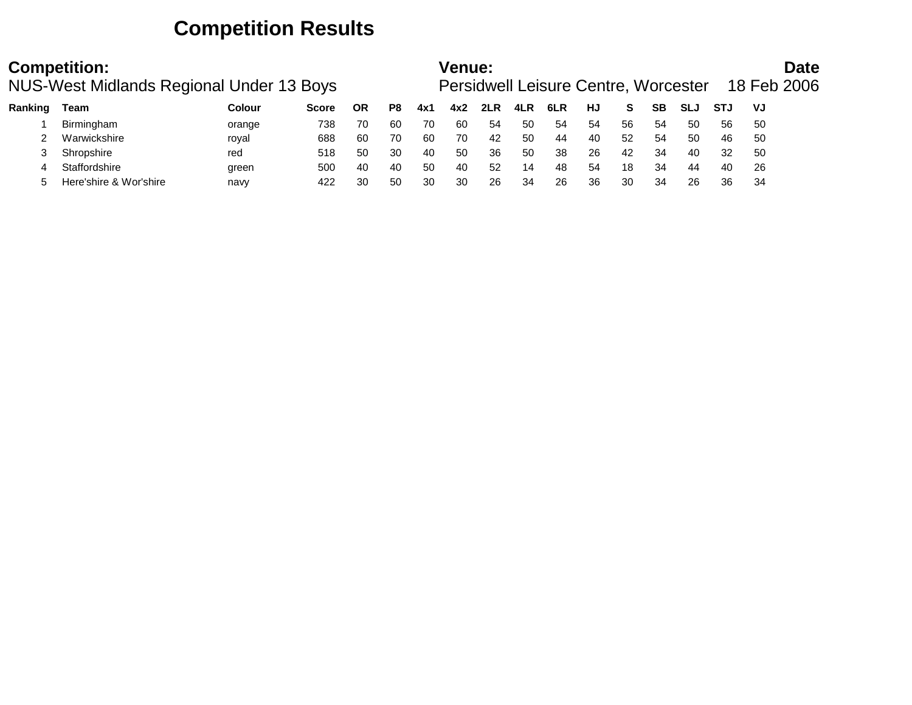# Competition Results

**Competition:**
NUS-West Midlands Regional Under 13 Boys

**Venue:**
Persidwell Leisure Centre, Worcester

**Date**
18 Feb 2006

| Ranking | Team | Colour | Score | OR | P8 | 4x1 | 4x2 | 2LR | 4LR | 6LR | HJ | S | SB | SLJ | STJ | VJ |
|---|---|---|---|---|---|---|---|---|---|---|---|---|---|---|---|---|
| 1 | Birmingham | orange | 738 | 70 | 60 | 70 | 60 | 54 | 50 | 54 | 54 | 56 | 54 | 50 | 56 | 50 |
| 2 | Warwickshire | royal | 688 | 60 | 70 | 60 | 70 | 42 | 50 | 44 | 40 | 52 | 54 | 50 | 46 | 50 |
| 3 | Shropshire | red | 518 | 50 | 30 | 40 | 50 | 36 | 50 | 38 | 26 | 42 | 34 | 40 | 32 | 50 |
| 4 | Staffordshire | green | 500 | 40 | 40 | 50 | 40 | 52 | 14 | 48 | 54 | 18 | 34 | 44 | 40 | 26 |
| 5 | Here'shire & Wor'shire | navy | 422 | 30 | 50 | 30 | 30 | 26 | 34 | 26 | 36 | 30 | 34 | 26 | 36 | 34 |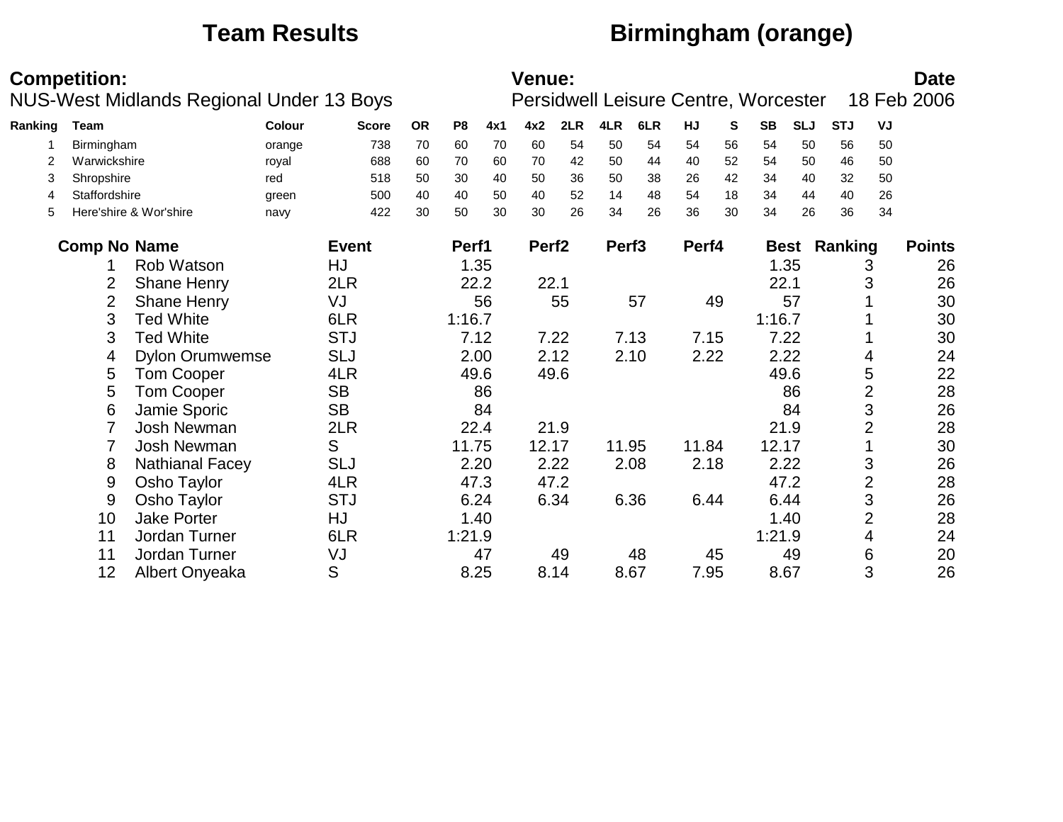# Team Results — Birmingham (orange)

**Competition:**
NUS-West Midlands Regional Under 13 Boys

**Venue:**
Persidwell Leisure Centre, Worcester

**Date**
18 Feb 2006

| Ranking | Team | Colour | Score | OR | P8 | 4x1 | 4x2 | 2LR | 4LR | 6LR | HJ | S | SB | SLJ | STJ | VJ |
|---|---|---|---|---|---|---|---|---|---|---|---|---|---|---|---|---|
| 1 | Birmingham | orange | 738 | 70 | 60 | 70 | 60 | 54 | 50 | 54 | 54 | 56 | 54 | 50 | 56 | 50 |
| 2 | Warwickshire | royal | 688 | 60 | 70 | 60 | 70 | 42 | 50 | 44 | 40 | 52 | 54 | 50 | 46 | 50 |
| 3 | Shropshire | red | 518 | 50 | 30 | 40 | 50 | 36 | 50 | 38 | 26 | 42 | 34 | 40 | 32 | 50 |
| 4 | Staffordshire | green | 500 | 40 | 40 | 50 | 40 | 52 | 14 | 48 | 54 | 18 | 34 | 44 | 40 | 26 |
| 5 | Here'shire & Wor'shire | navy | 422 | 30 | 50 | 30 | 30 | 26 | 34 | 26 | 36 | 30 | 34 | 26 | 36 | 34 |

| Comp No | Name | Event | Perf1 | Perf2 | Perf3 | Perf4 | Best | Ranking | Points |
|---|---|---|---|---|---|---|---|---|---|
| 1 | Rob Watson | HJ | 1.35 | | | | 1.35 | 3 | 26 |
| 2 | Shane Henry | 2LR | 22.2 | 22.1 | | | 22.1 | 3 | 26 |
| 2 | Shane Henry | VJ | 56 | 55 | 57 | 49 | 57 | 1 | 30 |
| 3 | Ted White | 6LR | 1:16.7 | | | | 1:16.7 | 1 | 30 |
| 3 | Ted White | STJ | 7.12 | 7.22 | 7.13 | 7.15 | 7.22 | 1 | 30 |
| 4 | Dylon Orumwemse | SLJ | 2.00 | 2.12 | 2.10 | 2.22 | 2.22 | 4 | 24 |
| 5 | Tom Cooper | 4LR | 49.6 | 49.6 | | | 49.6 | 5 | 22 |
| 5 | Tom Cooper | SB | 86 | | | | 86 | 2 | 28 |
| 6 | Jamie Sporic | SB | 84 | | | | 84 | 3 | 26 |
| 7 | Josh Newman | 2LR | 22.4 | 21.9 | | | 21.9 | 2 | 28 |
| 7 | Josh Newman | S | 11.75 | 12.17 | 11.95 | 11.84 | 12.17 | 1 | 30 |
| 8 | Nathianal Facey | SLJ | 2.20 | 2.22 | 2.08 | 2.18 | 2.22 | 3 | 26 |
| 9 | Osho Taylor | 4LR | 47.3 | 47.2 | | | 47.2 | 2 | 28 |
| 9 | Osho Taylor | STJ | 6.24 | 6.34 | 6.36 | 6.44 | 6.44 | 3 | 26 |
| 10 | Jake Porter | HJ | 1.40 | | | | 1.40 | 2 | 28 |
| 11 | Jordan Turner | 6LR | 1:21.9 | | | | 1:21.9 | 4 | 24 |
| 11 | Jordan Turner | VJ | 47 | 49 | 48 | 45 | 49 | 6 | 20 |
| 12 | Albert Onyeaka | S | 8.25 | 8.14 | 8.67 | 7.95 | 8.67 | 3 | 26 |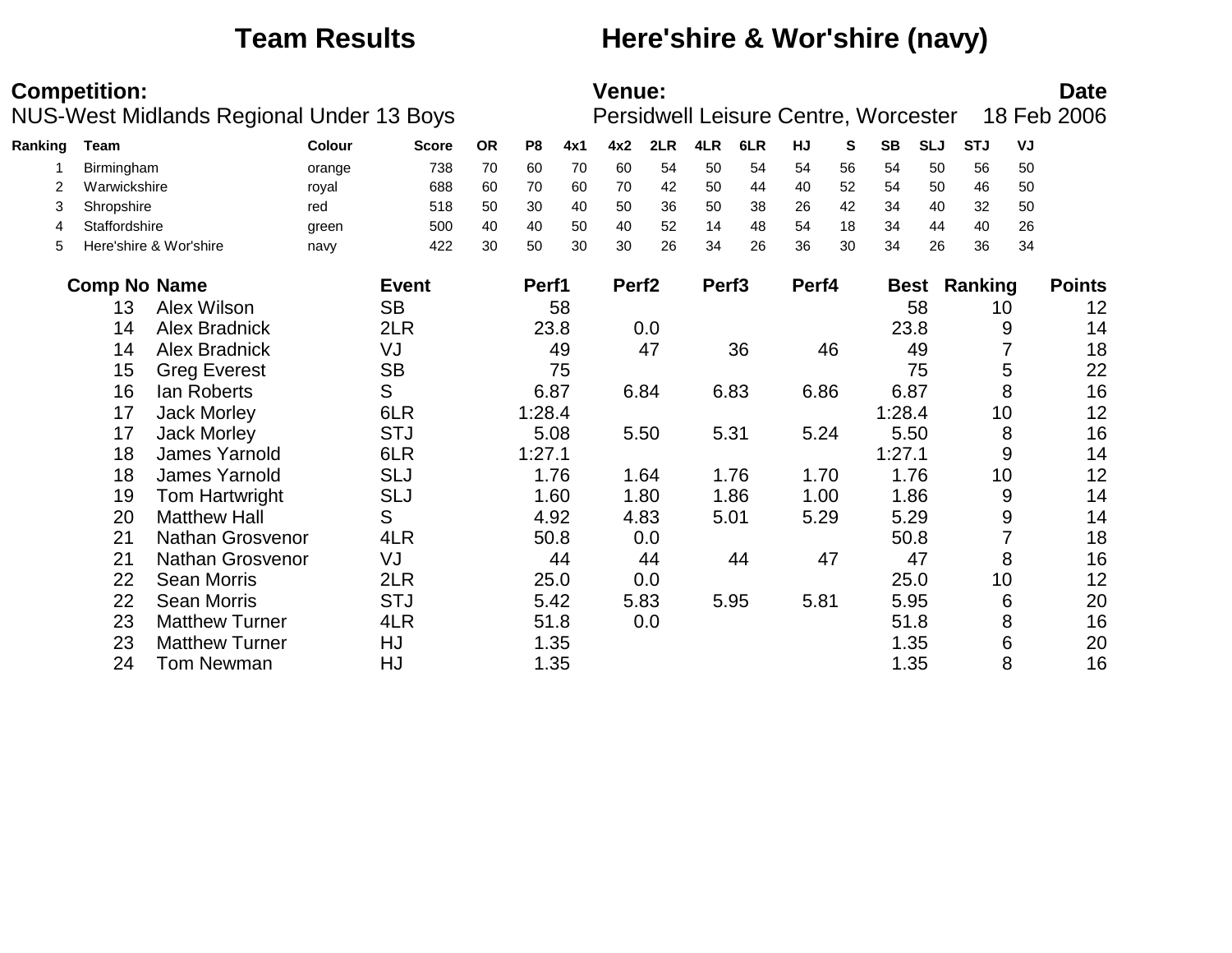# Team Results — Here'shire & Wor'shire (navy)

**Competition:**
NUS-West Midlands Regional Under 13 Boys

**Venue:**
Persidwell Leisure Centre, Worcester

**Date**
18 Feb 2006

| Ranking | Team | Colour | Score | OR | P8 | 4x1 | 4x2 | 2LR | 4LR | 6LR | HJ | S | SB | SLJ | STJ | VJ |
|---|---|---|---|---|---|---|---|---|---|---|---|---|---|---|---|---|
| 1 | Birmingham | orange | 738 | 70 | 60 | 70 | 60 | 54 | 50 | 54 | 54 | 56 | 54 | 50 | 56 | 50 |
| 2 | Warwickshire | royal | 688 | 60 | 70 | 60 | 70 | 42 | 50 | 44 | 40 | 52 | 54 | 50 | 46 | 50 |
| 3 | Shropshire | red | 518 | 50 | 30 | 40 | 50 | 36 | 50 | 38 | 26 | 42 | 34 | 40 | 32 | 50 |
| 4 | Staffordshire | green | 500 | 40 | 40 | 50 | 40 | 52 | 14 | 48 | 54 | 18 | 34 | 44 | 40 | 26 |
| 5 | Here'shire & Wor'shire | navy | 422 | 30 | 50 | 30 | 30 | 26 | 34 | 26 | 36 | 30 | 34 | 26 | 36 | 34 |

| Comp No | Name | Event | Perf1 | Perf2 | Perf3 | Perf4 | Best | Ranking | Points |
|---|---|---|---|---|---|---|---|---|---|
| 13 | Alex Wilson | SB | 58 | | | | 58 | 10 | 12 |
| 14 | Alex Bradnick | 2LR | 23.8 | 0.0 | | | 23.8 | 9 | 14 |
| 14 | Alex Bradnick | VJ | 49 | 47 | 36 | 46 | 49 | 7 | 18 |
| 15 | Greg Everest | SB | 75 | | | | 75 | 5 | 22 |
| 16 | Ian Roberts | S | 6.87 | 6.84 | 6.83 | 6.86 | 6.87 | 8 | 16 |
| 17 | Jack Morley | 6LR | 1:28.4 | | | | 1:28.4 | 10 | 12 |
| 17 | Jack Morley | STJ | 5.08 | 5.50 | 5.31 | 5.24 | 5.50 | 8 | 16 |
| 18 | James Yarnold | 6LR | 1:27.1 | | | | 1:27.1 | 9 | 14 |
| 18 | James Yarnold | SLJ | 1.76 | 1.64 | 1.76 | 1.70 | 1.76 | 10 | 12 |
| 19 | Tom Hartwright | SLJ | 1.60 | 1.80 | 1.86 | 1.00 | 1.86 | 9 | 14 |
| 20 | Matthew Hall | S | 4.92 | 4.83 | 5.01 | 5.29 | 5.29 | 9 | 14 |
| 21 | Nathan Grosvenor | 4LR | 50.8 | 0.0 | | | 50.8 | 7 | 18 |
| 21 | Nathan Grosvenor | VJ | 44 | 44 | 44 | 47 | 47 | 8 | 16 |
| 22 | Sean Morris | 2LR | 25.0 | 0.0 | | | 25.0 | 10 | 12 |
| 22 | Sean Morris | STJ | 5.42 | 5.83 | 5.95 | 5.81 | 5.95 | 6 | 20 |
| 23 | Matthew Turner | 4LR | 51.8 | 0.0 | | | 51.8 | 8 | 16 |
| 23 | Matthew Turner | HJ | 1.35 | | | | 1.35 | 6 | 20 |
| 24 | Tom Newman | HJ | 1.35 | | | | 1.35 | 8 | 16 |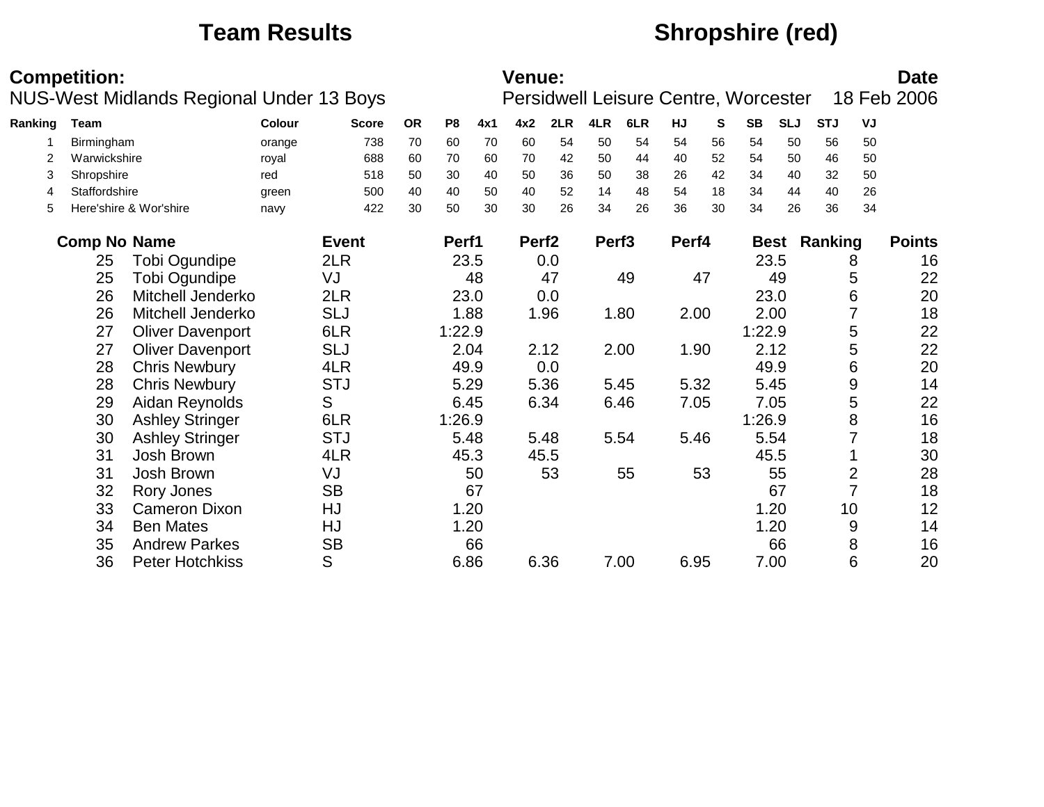# Team Results

## Shropshire (red)

**Competition:**
NUS-West Midlands Regional Under 13 Boys

**Venue:**
Persidwell Leisure Centre, Worcester

**Date**
18 Feb 2006

| Ranking | Team | Colour | Score | OR | P8 | 4x1 | 4x2 | 2LR | 4LR | 6LR | HJ | S | SB | SLJ | STJ | VJ |
|---|---|---|---|---|---|---|---|---|---|---|---|---|---|---|---|---|
| 1 | Birmingham | orange | 738 | 70 | 60 | 70 | 60 | 54 | 50 | 54 | 54 | 56 | 54 | 50 | 56 | 50 |
| 2 | Warwickshire | royal | 688 | 60 | 70 | 60 | 70 | 42 | 50 | 44 | 40 | 52 | 54 | 50 | 46 | 50 |
| 3 | Shropshire | red | 518 | 50 | 30 | 40 | 50 | 36 | 50 | 38 | 26 | 42 | 34 | 40 | 32 | 50 |
| 4 | Staffordshire | green | 500 | 40 | 40 | 50 | 40 | 52 | 14 | 48 | 54 | 18 | 34 | 44 | 40 | 26 |
| 5 | Here'shire & Wor'shire | navy | 422 | 30 | 50 | 30 | 30 | 26 | 34 | 26 | 36 | 30 | 34 | 26 | 36 | 34 |

| Comp No | Name | Event | Perf1 | Perf2 | Perf3 | Perf4 | Best | Ranking | Points |
|---|---|---|---|---|---|---|---|---|---|
| 25 | Tobi Ogundipe | 2LR | 23.5 | 0.0 | | | 23.5 | 8 | 16 |
| 25 | Tobi Ogundipe | VJ | 48 | 47 | 49 | 47 | 49 | 5 | 22 |
| 26 | Mitchell Jenderko | 2LR | 23.0 | 0.0 | | | 23.0 | 6 | 20 |
| 26 | Mitchell Jenderko | SLJ | 1.88 | 1.96 | 1.80 | 2.00 | 2.00 | 7 | 18 |
| 27 | Oliver Davenport | 6LR | 1:22.9 | | | | 1:22.9 | 5 | 22 |
| 27 | Oliver Davenport | SLJ | 2.04 | 2.12 | 2.00 | 1.90 | 2.12 | 5 | 22 |
| 28 | Chris Newbury | 4LR | 49.9 | 0.0 | | | 49.9 | 6 | 20 |
| 28 | Chris Newbury | STJ | 5.29 | 5.36 | 5.45 | 5.32 | 5.45 | 9 | 14 |
| 29 | Aidan Reynolds | S | 6.45 | 6.34 | 6.46 | 7.05 | 7.05 | 5 | 22 |
| 30 | Ashley Stringer | 6LR | 1:26.9 | | | | 1:26.9 | 8 | 16 |
| 30 | Ashley Stringer | STJ | 5.48 | 5.48 | 5.54 | 5.46 | 5.54 | 7 | 18 |
| 31 | Josh Brown | 4LR | 45.3 | 45.5 | | | 45.5 | 1 | 30 |
| 31 | Josh Brown | VJ | 50 | 53 | 55 | 53 | 55 | 2 | 28 |
| 32 | Rory Jones | SB | 67 | | | | 67 | 7 | 18 |
| 33 | Cameron Dixon | HJ | 1.20 | | | | 1.20 | 10 | 12 |
| 34 | Ben Mates | HJ | 1.20 | | | | 1.20 | 9 | 14 |
| 35 | Andrew Parkes | SB | 66 | | | | 66 | 8 | 16 |
| 36 | Peter Hotchkiss | S | 6.86 | 6.36 | 7.00 | 6.95 | 7.00 | 6 | 20 |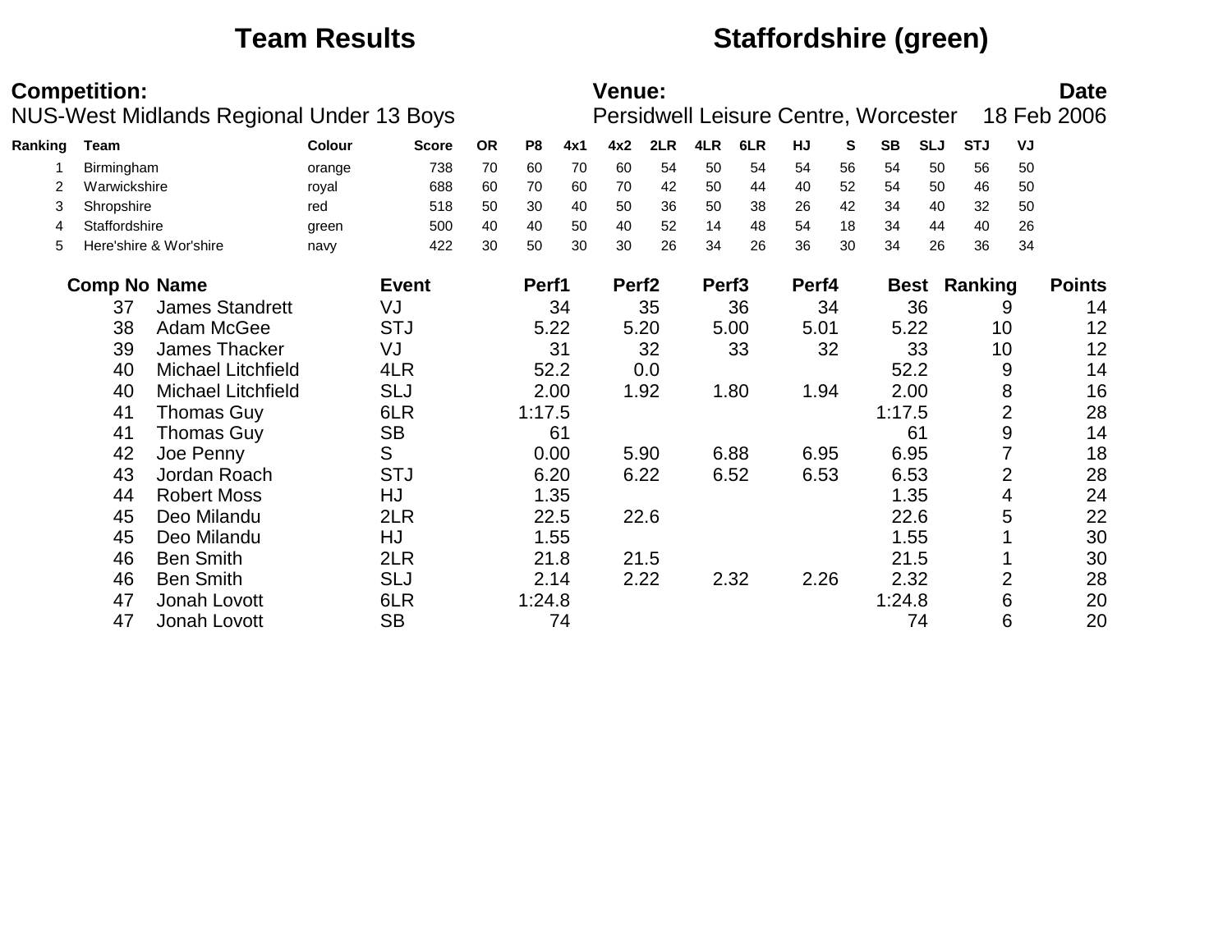# Team Results

## Staffordshire (green)

**Competition:**
NUS-West Midlands Regional Under 13 Boys

**Venue:**
Persidwell Leisure Centre, Worcester

**Date**
18 Feb 2006

| Ranking | Team | Colour | Score | OR | P8 | 4x1 | 4x2 | 2LR | 4LR | 6LR | HJ | S | SB | SLJ | STJ | VJ |
|---|---|---|---|---|---|---|---|---|---|---|---|---|---|---|---|---|
| 1 | Birmingham | orange | 738 | 70 | 60 | 70 | 60 | 54 | 50 | 54 | 54 | 56 | 54 | 50 | 56 | 50 |
| 2 | Warwickshire | royal | 688 | 60 | 70 | 60 | 70 | 42 | 50 | 44 | 40 | 52 | 54 | 50 | 46 | 50 |
| 3 | Shropshire | red | 518 | 50 | 30 | 40 | 50 | 36 | 50 | 38 | 26 | 42 | 34 | 40 | 32 | 50 |
| 4 | Staffordshire | green | 500 | 40 | 40 | 50 | 40 | 52 | 14 | 48 | 54 | 18 | 34 | 44 | 40 | 26 |
| 5 | Here'shire & Wor'shire | navy | 422 | 30 | 50 | 30 | 30 | 26 | 34 | 26 | 36 | 30 | 34 | 26 | 36 | 34 |

| Comp No | Name | Event | Perf1 | Perf2 | Perf3 | Perf4 | Best | Ranking | Points |
|---|---|---|---|---|---|---|---|---|---|
| 37 | James Standrett | VJ | 34 | 35 | 36 | 34 | 36 | 9 | 14 |
| 38 | Adam McGee | STJ | 5.22 | 5.20 | 5.00 | 5.01 | 5.22 | 10 | 12 |
| 39 | James Thacker | VJ | 31 | 32 | 33 | 32 | 33 | 10 | 12 |
| 40 | Michael Litchfield | 4LR | 52.2 | 0.0 | | | 52.2 | 9 | 14 |
| 40 | Michael Litchfield | SLJ | 2.00 | 1.92 | 1.80 | 1.94 | 2.00 | 8 | 16 |
| 41 | Thomas Guy | 6LR | 1:17.5 | | | | 1:17.5 | 2 | 28 |
| 41 | Thomas Guy | SB | 61 | | | | 61 | 9 | 14 |
| 42 | Joe Penny | S | 0.00 | 5.90 | 6.88 | 6.95 | 6.95 | 7 | 18 |
| 43 | Jordan Roach | STJ | 6.20 | 6.22 | 6.52 | 6.53 | 6.53 | 2 | 28 |
| 44 | Robert Moss | HJ | 1.35 | | | | 1.35 | 4 | 24 |
| 45 | Deo Milandu | 2LR | 22.5 | 22.6 | | | 22.6 | 5 | 22 |
| 45 | Deo Milandu | HJ | 1.55 | | | | 1.55 | 1 | 30 |
| 46 | Ben Smith | 2LR | 21.8 | 21.5 | | | 21.5 | 1 | 30 |
| 46 | Ben Smith | SLJ | 2.14 | 2.22 | 2.32 | 2.26 | 2.32 | 2 | 28 |
| 47 | Jonah Lovott | 6LR | 1:24.8 | | | | 1:24.8 | 6 | 20 |
| 47 | Jonah Lovott | SB | 74 | | | | 74 | 6 | 20 |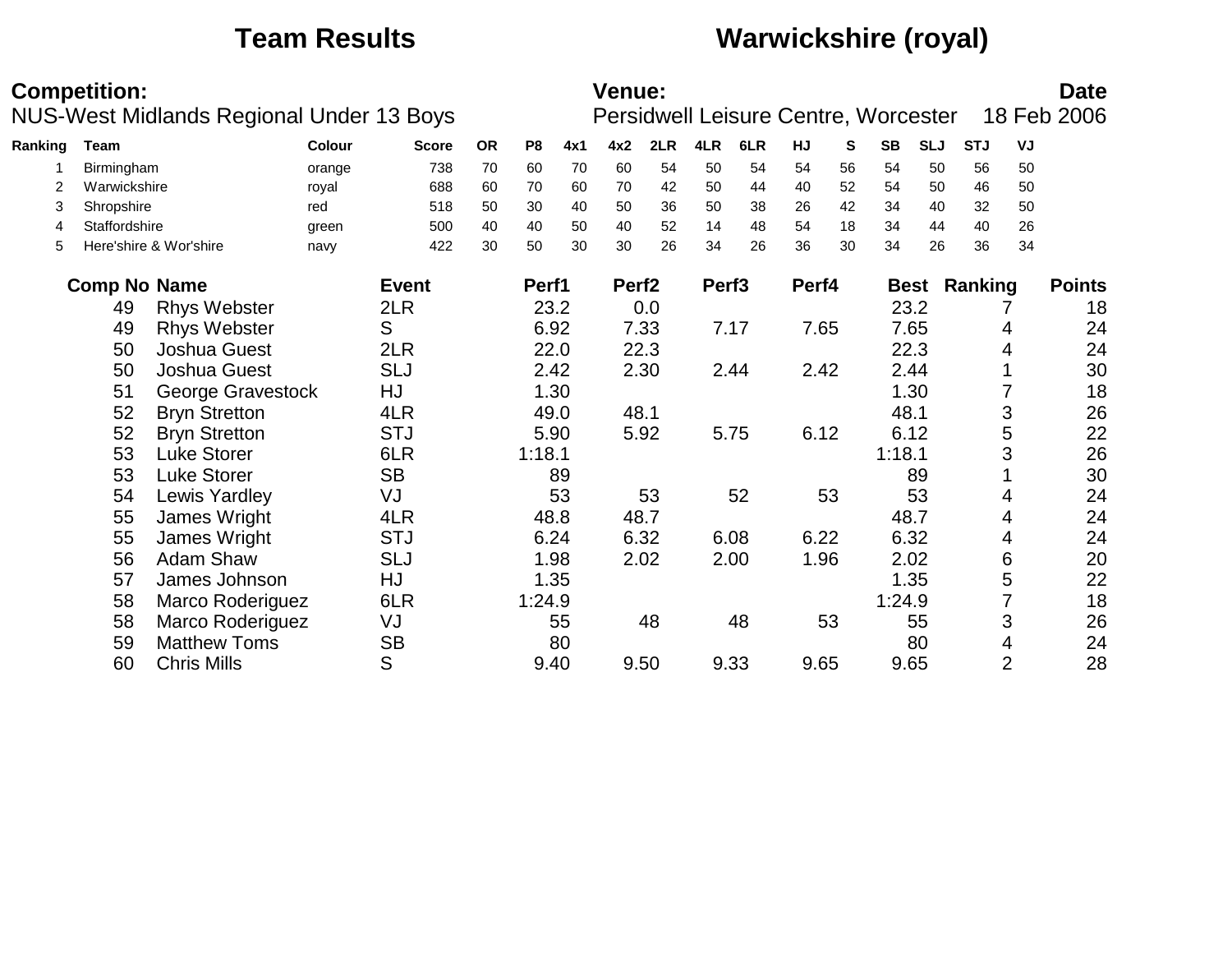# Team Results

# Warwickshire (royal)

**Competition:**
NUS-West Midlands Regional Under 13 Boys

**Venue:**
Persidwell Leisure Centre, Worcester

**Date**
18 Feb 2006

| Ranking | Team | Colour | Score | OR | P8 | 4x1 | 4x2 | 2LR | 4LR | 6LR | HJ | S | SB | SLJ | STJ | VJ |
|---|---|---|---|---|---|---|---|---|---|---|---|---|---|---|---|---|
| 1 | Birmingham | orange | 738 | 70 | 60 | 70 | 60 | 54 | 50 | 54 | 54 | 56 | 54 | 50 | 56 | 50 |
| 2 | Warwickshire | royal | 688 | 60 | 70 | 60 | 70 | 42 | 50 | 44 | 40 | 52 | 54 | 50 | 46 | 50 |
| 3 | Shropshire | red | 518 | 50 | 30 | 40 | 50 | 36 | 50 | 38 | 26 | 42 | 34 | 40 | 32 | 50 |
| 4 | Staffordshire | green | 500 | 40 | 40 | 50 | 40 | 52 | 14 | 48 | 54 | 18 | 34 | 44 | 40 | 26 |
| 5 | Here'shire & Wor'shire | navy | 422 | 30 | 50 | 30 | 30 | 26 | 34 | 26 | 36 | 30 | 34 | 26 | 36 | 34 |

| Comp No | Name | Event | Perf1 | Perf2 | Perf3 | Perf4 | Best | Ranking | Points |
|---|---|---|---|---|---|---|---|---|---|
| 49 | Rhys Webster | 2LR | 23.2 | 0.0 | | | 23.2 | 7 | 18 |
| 49 | Rhys Webster | S | 6.92 | 7.33 | 7.17 | 7.65 | 7.65 | 4 | 24 |
| 50 | Joshua Guest | 2LR | 22.0 | 22.3 | | | 22.3 | 4 | 24 |
| 50 | Joshua Guest | SLJ | 2.42 | 2.30 | 2.44 | 2.42 | 2.44 | 1 | 30 |
| 51 | George Gravestock | HJ | 1.30 | | | | 1.30 | 7 | 18 |
| 52 | Bryn Stretton | 4LR | 49.0 | 48.1 | | | 48.1 | 3 | 26 |
| 52 | Bryn Stretton | STJ | 5.90 | 5.92 | 5.75 | 6.12 | 6.12 | 5 | 22 |
| 53 | Luke Storer | 6LR | 1:18.1 | | | | 1:18.1 | 3 | 26 |
| 53 | Luke Storer | SB | 89 | | | | 89 | 1 | 30 |
| 54 | Lewis Yardley | VJ | 53 | 53 | 52 | 53 | 53 | 4 | 24 |
| 55 | James Wright | 4LR | 48.8 | 48.7 | | | 48.7 | 4 | 24 |
| 55 | James Wright | STJ | 6.24 | 6.32 | 6.08 | 6.22 | 6.32 | 4 | 24 |
| 56 | Adam Shaw | SLJ | 1.98 | 2.02 | 2.00 | 1.96 | 2.02 | 6 | 20 |
| 57 | James Johnson | HJ | 1.35 | | | | 1.35 | 5 | 22 |
| 58 | Marco Roderiguez | 6LR | 1:24.9 | | | | 1:24.9 | 7 | 18 |
| 58 | Marco Roderiguez | VJ | 55 | 48 | 48 | 53 | 55 | 3 | 26 |
| 59 | Matthew Toms | SB | 80 | | | | 80 | 4 | 24 |
| 60 | Chris Mills | S | 9.40 | 9.50 | 9.33 | 9.65 | 9.65 | 2 | 28 |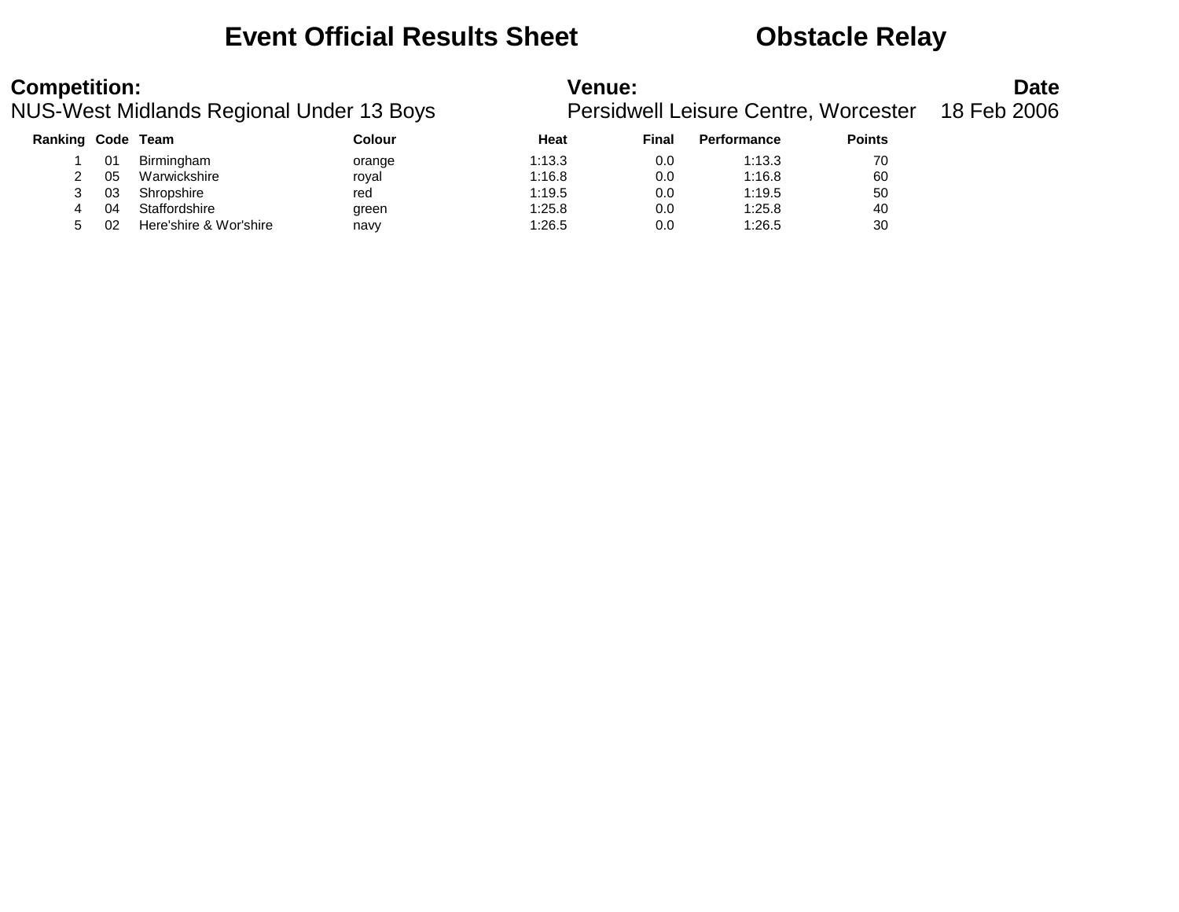# Event Official Results Sheet — Obstacle Relay

**Competition:**
NUS-West Midlands Regional Under 13 Boys

**Venue:**
Persidwell Leisure Centre, Worcester

**Date**
18 Feb 2006

| Ranking | Code | Team | Colour | Heat | Final | Performance | Points |
|---|---|---|---|---|---|---|---|
| 1 | 01 | Birmingham | orange | 1:13.3 | 0.0 | 1:13.3 | 70 |
| 2 | 05 | Warwickshire | royal | 1:16.8 | 0.0 | 1:16.8 | 60 |
| 3 | 03 | Shropshire | red | 1:19.5 | 0.0 | 1:19.5 | 50 |
| 4 | 04 | Staffordshire | green | 1:25.8 | 0.0 | 1:25.8 | 40 |
| 5 | 02 | Here'shire & Wor'shire | navy | 1:26.5 | 0.0 | 1:26.5 | 30 |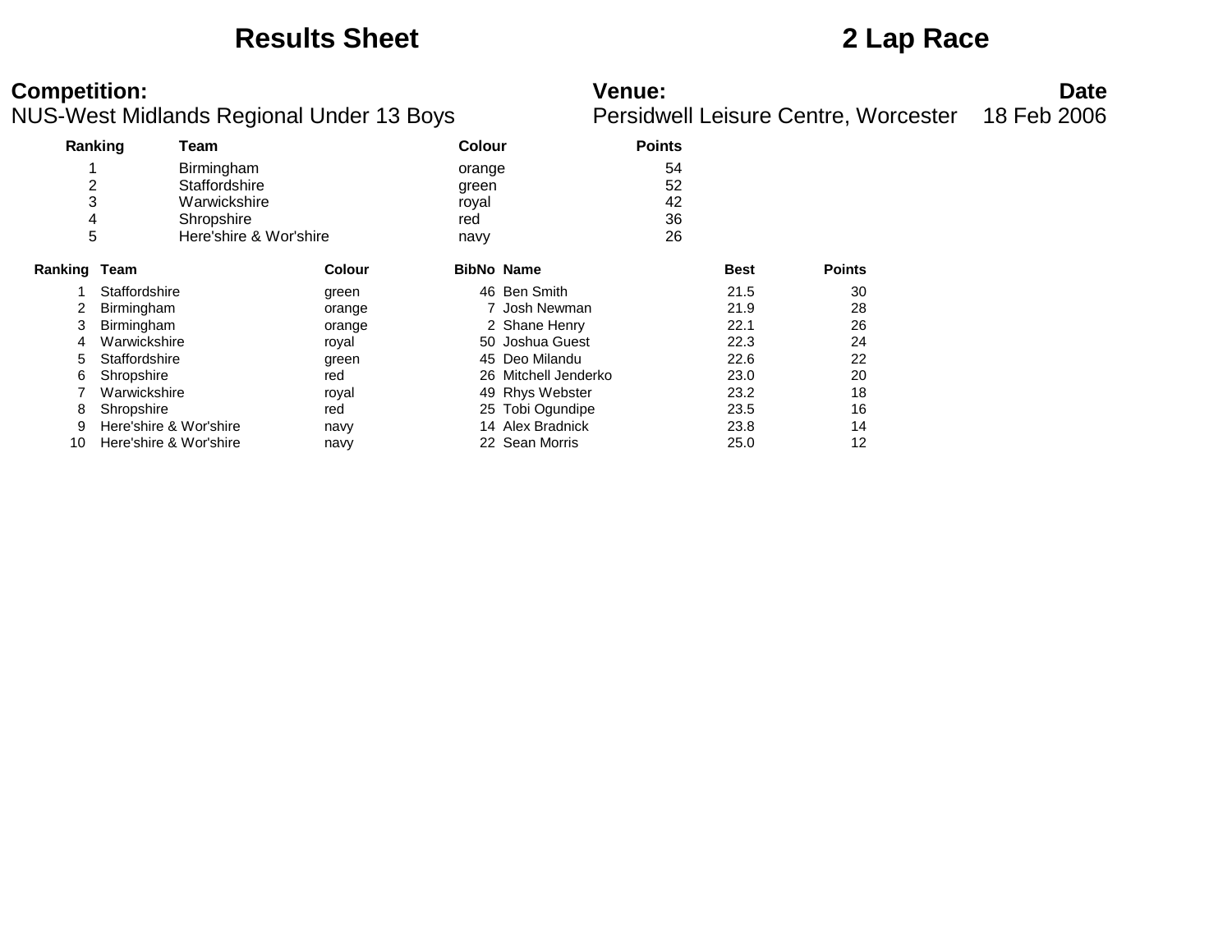# Results Sheet

# 2 Lap Race

**Competition:**
NUS-West Midlands Regional Under 13 Boys

**Venue:**
Persidwell Leisure Centre, Worcester

**Date**
18 Feb 2006

| Ranking | Team | Colour | Points |
|---|---|---|---|
| 1 | Birmingham | orange | 54 |
| 2 | Staffordshire | green | 52 |
| 3 | Warwickshire | royal | 42 |
| 4 | Shropshire | red | 36 |
| 5 | Here'shire & Wor'shire | navy | 26 |

| Ranking | Team | Colour | BibNo | Name | Best | Points |
|---|---|---|---|---|---|---|
| 1 | Staffordshire | green | 46 | Ben Smith | 21.5 | 30 |
| 2 | Birmingham | orange | 7 | Josh Newman | 21.9 | 28 |
| 3 | Birmingham | orange | 2 | Shane Henry | 22.1 | 26 |
| 4 | Warwickshire | royal | 50 | Joshua Guest | 22.3 | 24 |
| 5 | Staffordshire | green | 45 | Deo Milandu | 22.6 | 22 |
| 6 | Shropshire | red | 26 | Mitchell Jenderko | 23.0 | 20 |
| 7 | Warwickshire | royal | 49 | Rhys Webster | 23.2 | 18 |
| 8 | Shropshire | red | 25 | Tobi Ogundipe | 23.5 | 16 |
| 9 | Here'shire & Wor'shire | navy | 14 | Alex Bradnick | 23.8 | 14 |
| 10 | Here'shire & Wor'shire | navy | 22 | Sean Morris | 25.0 | 12 |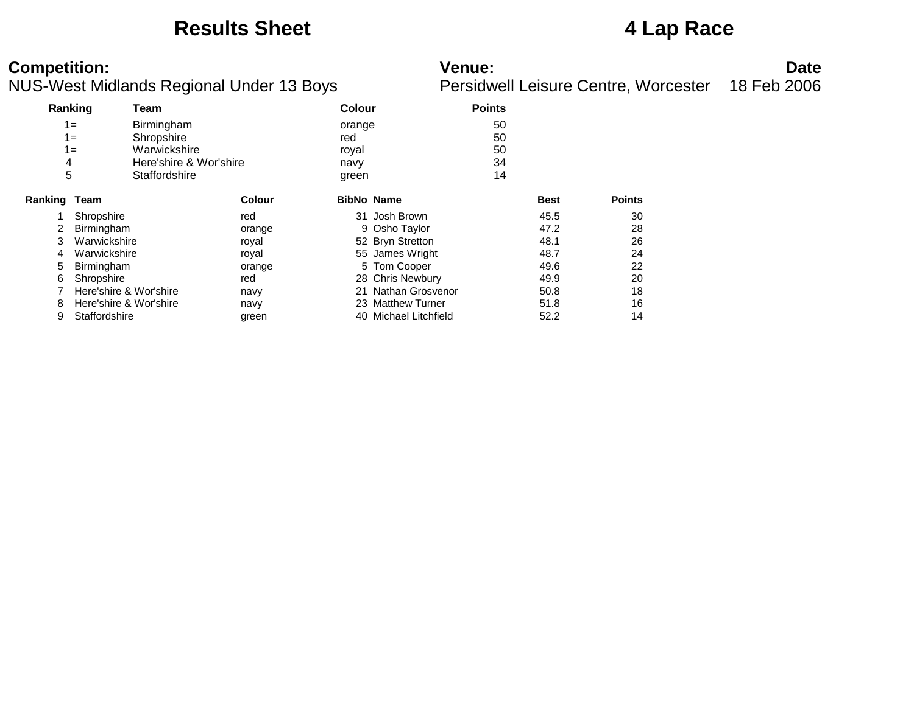# Results Sheet

# 4 Lap Race

**Competition:**
NUS-West Midlands Regional Under 13 Boys

**Venue:**
Persidwell Leisure Centre, Worcester

**Date**
18 Feb 2006

| Ranking | Team | Colour | Points |
|---|---|---|---|
| 1= | Birmingham | orange | 50 |
| 1= | Shropshire | red | 50 |
| 1= | Warwickshire | royal | 50 |
| 4 | Here'shire & Wor'shire | navy | 34 |
| 5 | Staffordshire | green | 14 |

| Ranking | Team | Colour | BibNo | Name | Best | Points |
|---|---|---|---|---|---|---|
| 1 | Shropshire | red | 31 | Josh Brown | 45.5 | 30 |
| 2 | Birmingham | orange | 9 | Osho Taylor | 47.2 | 28 |
| 3 | Warwickshire | royal | 52 | Bryn Stretton | 48.1 | 26 |
| 4 | Warwickshire | royal | 55 | James Wright | 48.7 | 24 |
| 5 | Birmingham | orange | 5 | Tom Cooper | 49.6 | 22 |
| 6 | Shropshire | red | 28 | Chris Newbury | 49.9 | 20 |
| 7 | Here'shire & Wor'shire | navy | 21 | Nathan Grosvenor | 50.8 | 18 |
| 8 | Here'shire & Wor'shire | navy | 23 | Matthew Turner | 51.8 | 16 |
| 9 | Staffordshire | green | 40 | Michael Litchfield | 52.2 | 14 |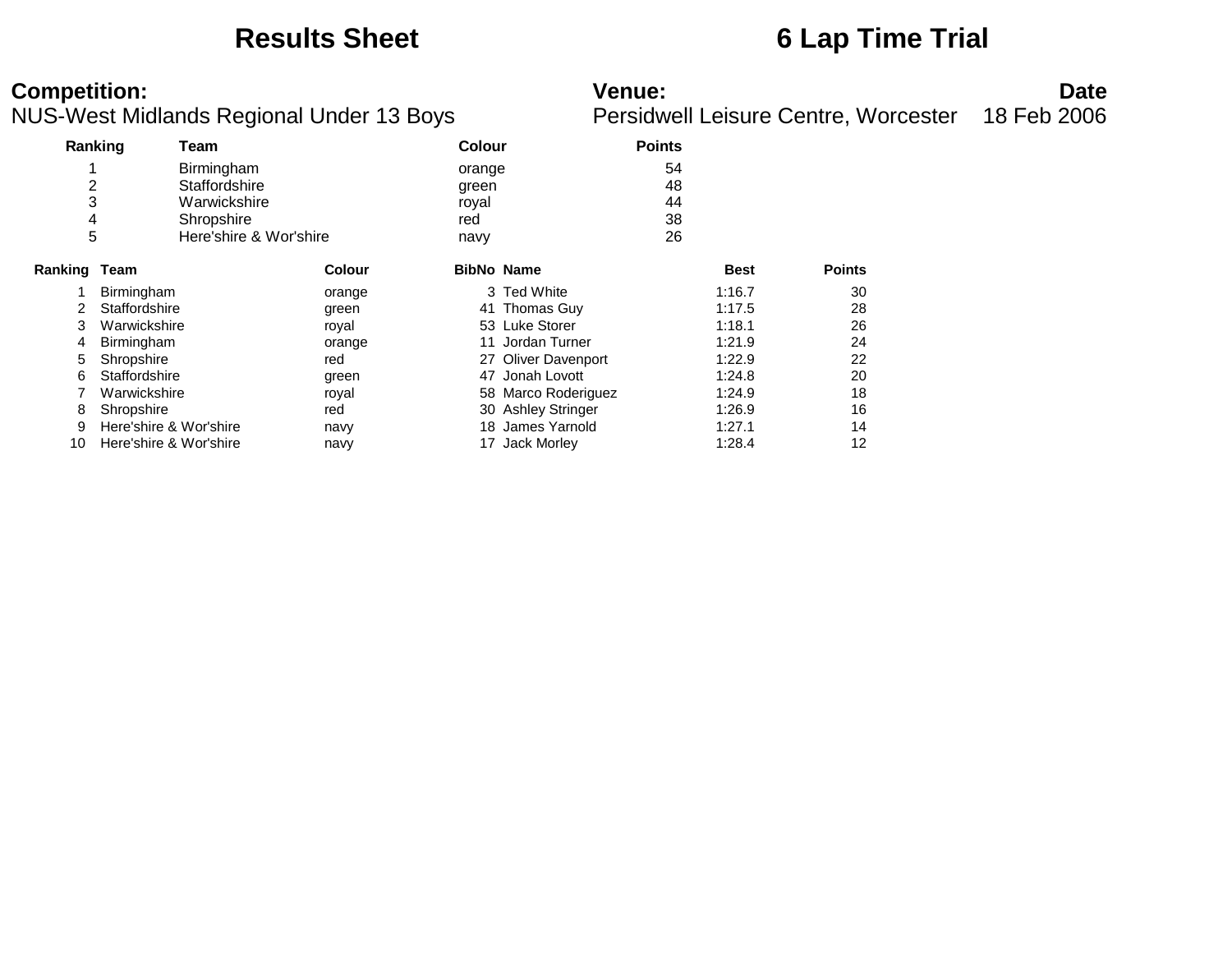# Results Sheet

# 6 Lap Time Trial

**Competition:**
NUS-West Midlands Regional Under 13 Boys

**Venue:**
Persidwell Leisure Centre, Worcester

**Date**
18 Feb 2006

| Ranking | Team | Colour | Points |
|---|---|---|---|
| 1 | Birmingham | orange | 54 |
| 2 | Staffordshire | green | 48 |
| 3 | Warwickshire | royal | 44 |
| 4 | Shropshire | red | 38 |
| 5 | Here'shire & Wor'shire | navy | 26 |

| Ranking | Team | Colour | BibNo | Name | Best | Points |
|---|---|---|---|---|---|---|
| 1 | Birmingham | orange | 3 | Ted White | 1:16.7 | 30 |
| 2 | Staffordshire | green | 41 | Thomas Guy | 1:17.5 | 28 |
| 3 | Warwickshire | royal | 53 | Luke Storer | 1:18.1 | 26 |
| 4 | Birmingham | orange | 11 | Jordan Turner | 1:21.9 | 24 |
| 5 | Shropshire | red | 27 | Oliver Davenport | 1:22.9 | 22 |
| 6 | Staffordshire | green | 47 | Jonah Lovott | 1:24.8 | 20 |
| 7 | Warwickshire | royal | 58 | Marco Roderiguez | 1:24.9 | 18 |
| 8 | Shropshire | red | 30 | Ashley Stringer | 1:26.9 | 16 |
| 9 | Here'shire & Wor'shire | navy | 18 | James Yarnold | 1:27.1 | 14 |
| 10 | Here'shire & Wor'shire | navy | 17 | Jack Morley | 1:28.4 | 12 |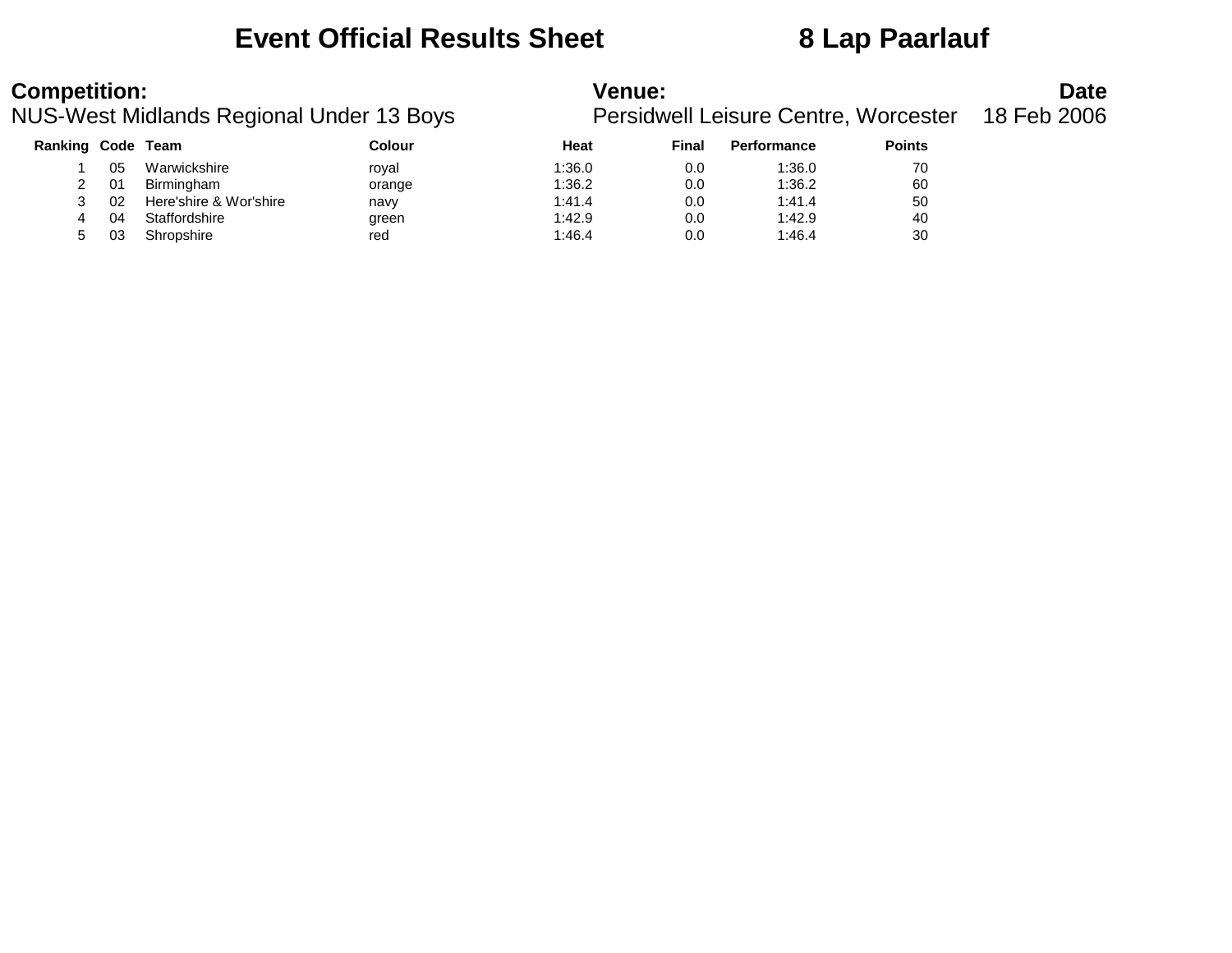# Event Official Results Sheet — 8 Lap Paarlauf

**Competition:**
NUS-West Midlands Regional Under 13 Boys

**Venue:**
Persidwell Leisure Centre, Worcester

**Date**
18 Feb 2006

| Ranking | Code | Team | Colour | Heat | Final | Performance | Points |
|---|---|---|---|---|---|---|---|
| 1 | 05 | Warwickshire | royal | 1:36.0 | 0.0 | 1:36.0 | 70 |
| 2 | 01 | Birmingham | orange | 1:36.2 | 0.0 | 1:36.2 | 60 |
| 3 | 02 | Here'shire & Wor'shire | navy | 1:41.4 | 0.0 | 1:41.4 | 50 |
| 4 | 04 | Staffordshire | green | 1:42.9 | 0.0 | 1:42.9 | 40 |
| 5 | 03 | Shropshire | red | 1:46.4 | 0.0 | 1:46.4 | 30 |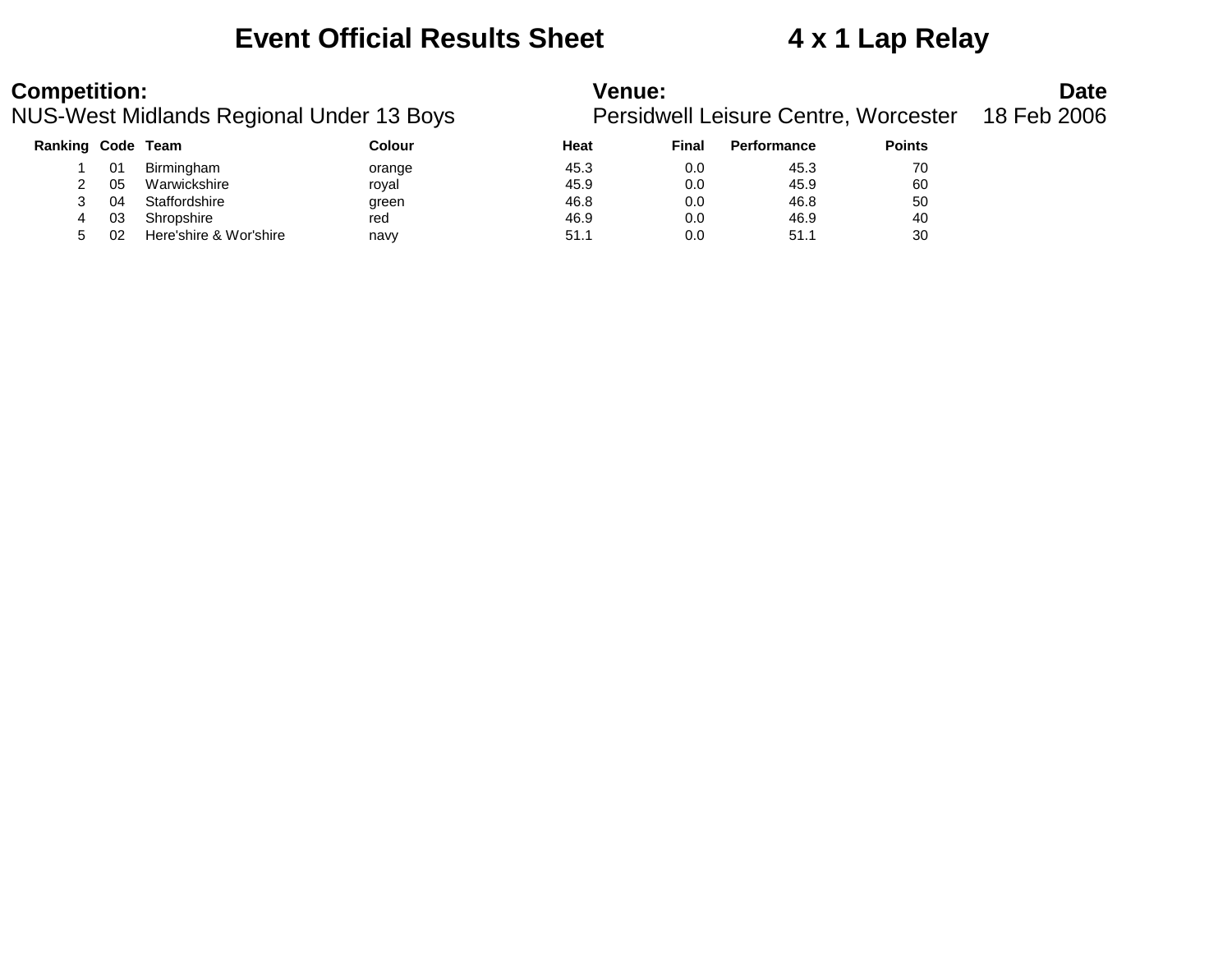# Event Official Results Sheet — 4 x 1 Lap Relay

**Competition:**
NUS-West Midlands Regional Under 13 Boys

**Venue:**
Persidwell Leisure Centre, Worcester

**Date**
18 Feb 2006

| Ranking | Code | Team | Colour | Heat | Final | Performance | Points |
|---|---|---|---|---|---|---|---|
| 1 | 01 | Birmingham | orange | 45.3 | 0.0 | 45.3 | 70 |
| 2 | 05 | Warwickshire | royal | 45.9 | 0.0 | 45.9 | 60 |
| 3 | 04 | Staffordshire | green | 46.8 | 0.0 | 46.8 | 50 |
| 4 | 03 | Shropshire | red | 46.9 | 0.0 | 46.9 | 40 |
| 5 | 02 | Here'shire & Wor'shire | navy | 51.1 | 0.0 | 51.1 | 30 |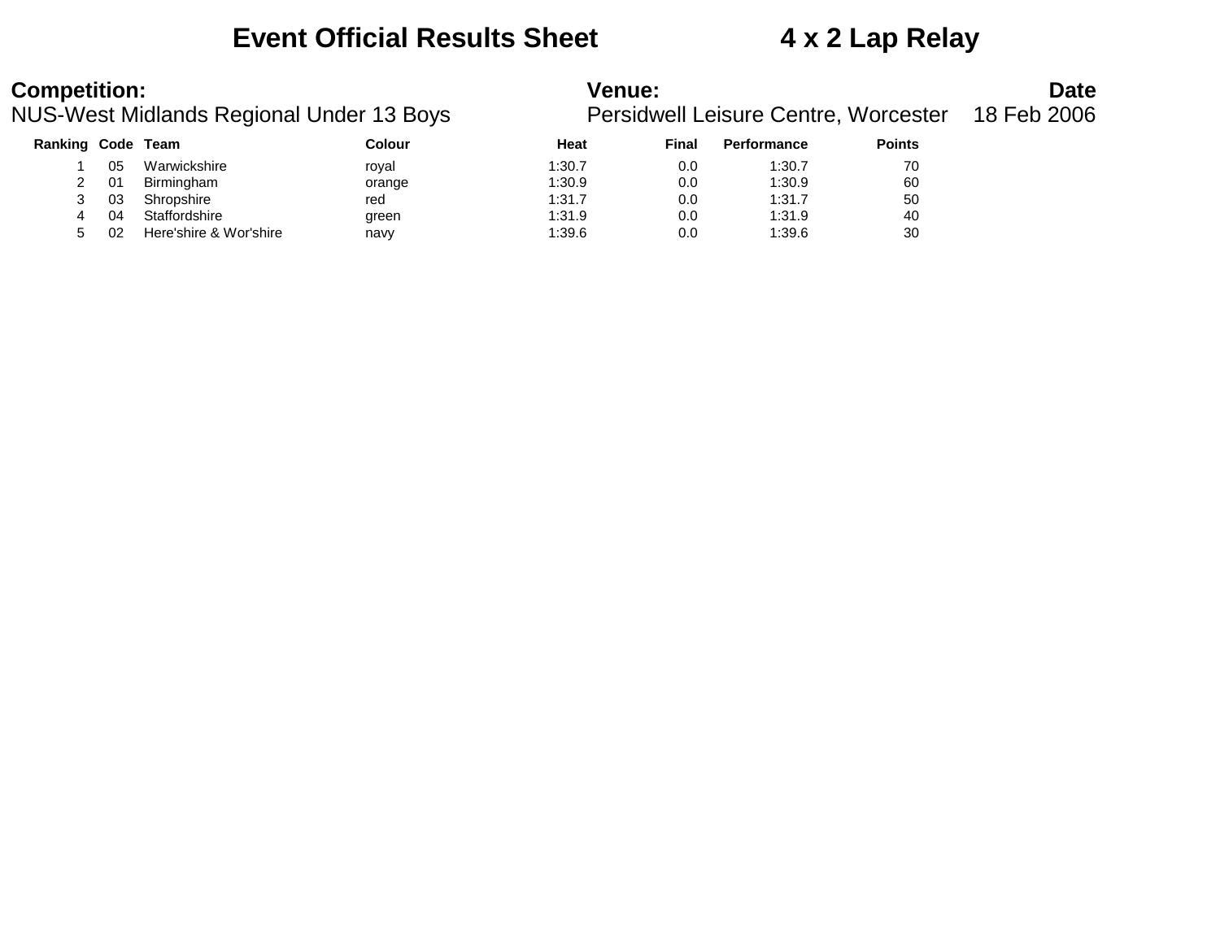# Event Official Results Sheet 4 x 2 Lap Relay

**Competition:**
NUS-West Midlands Regional Under 13 Boys

**Venue:**
Persidwell Leisure Centre, Worcester

**Date**
18 Feb 2006

| Ranking | Code | Team | Colour | Heat | Final | Performance | Points |
|---|---|---|---|---|---|---|---|
| 1 | 05 | Warwickshire | royal | 1:30.7 | 0.0 | 1:30.7 | 70 |
| 2 | 01 | Birmingham | orange | 1:30.9 | 0.0 | 1:30.9 | 60 |
| 3 | 03 | Shropshire | red | 1:31.7 | 0.0 | 1:31.7 | 50 |
| 4 | 04 | Staffordshire | green | 1:31.9 | 0.0 | 1:31.9 | 40 |
| 5 | 02 | Here'shire & Wor'shire | navy | 1:39.6 | 0.0 | 1:39.6 | 30 |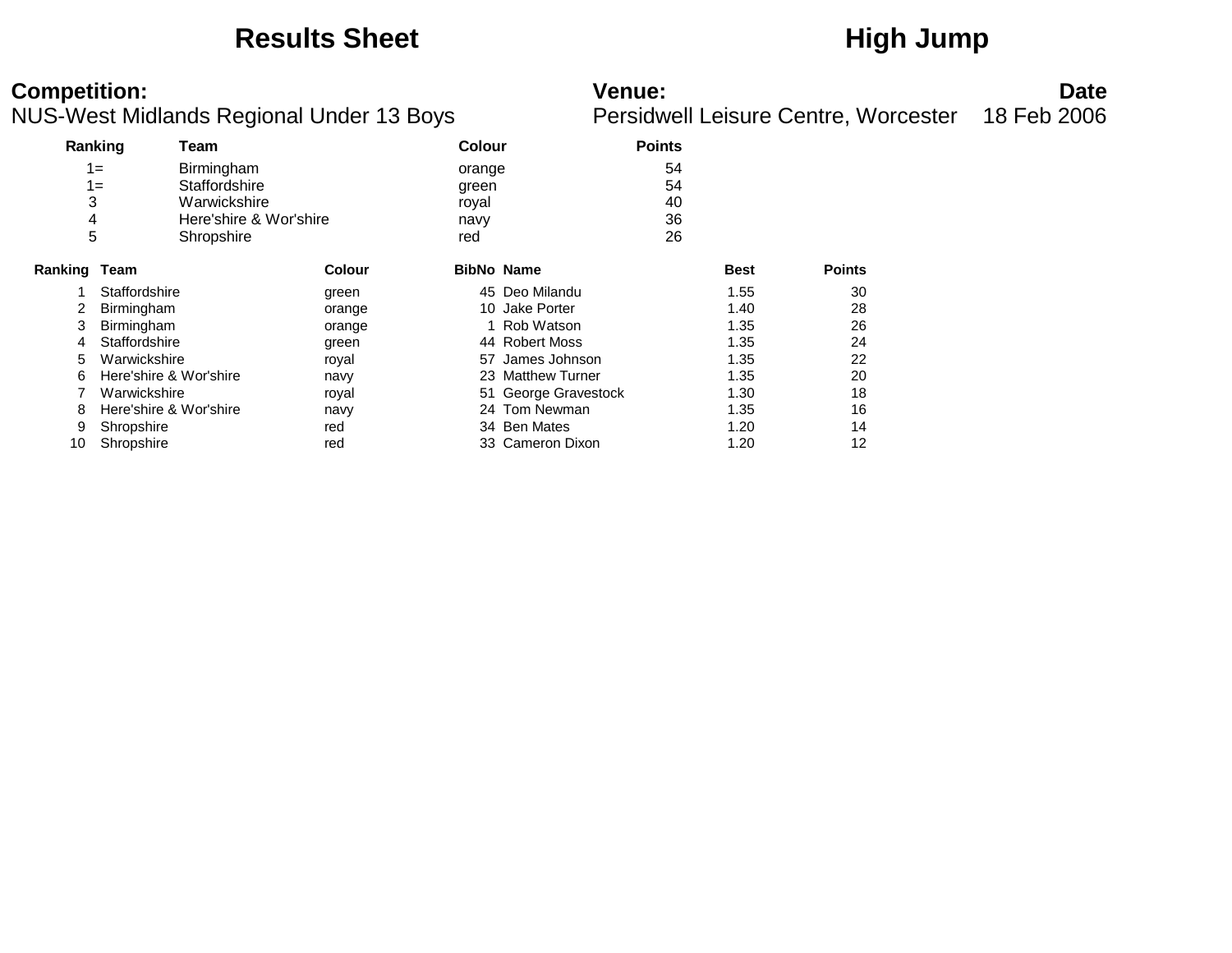# Results Sheet

# High Jump

**Competition:**
NUS-West Midlands Regional Under 13 Boys

**Venue:**
Persidwell Leisure Centre, Worcester

**Date**
18 Feb 2006

| Ranking | Team | Colour | Points |
|---|---|---|---|
| 1= | Birmingham | orange | 54 |
| 1= | Staffordshire | green | 54 |
| 3 | Warwickshire | royal | 40 |
| 4 | Here'shire & Wor'shire | navy | 36 |
| 5 | Shropshire | red | 26 |

| Ranking | Team | Colour | BibNo | Name | Best | Points |
|---|---|---|---|---|---|---|
| 1 | Staffordshire | green | 45 | Deo Milandu | 1.55 | 30 |
| 2 | Birmingham | orange | 10 | Jake Porter | 1.40 | 28 |
| 3 | Birmingham | orange | 1 | Rob Watson | 1.35 | 26 |
| 4 | Staffordshire | green | 44 | Robert Moss | 1.35 | 24 |
| 5 | Warwickshire | royal | 57 | James Johnson | 1.35 | 22 |
| 6 | Here'shire & Wor'shire | navy | 23 | Matthew Turner | 1.35 | 20 |
| 7 | Warwickshire | royal | 51 | George Gravestock | 1.30 | 18 |
| 8 | Here'shire & Wor'shire | navy | 24 | Tom Newman | 1.35 | 16 |
| 9 | Shropshire | red | 34 | Ben Mates | 1.20 | 14 |
| 10 | Shropshire | red | 33 | Cameron Dixon | 1.20 | 12 |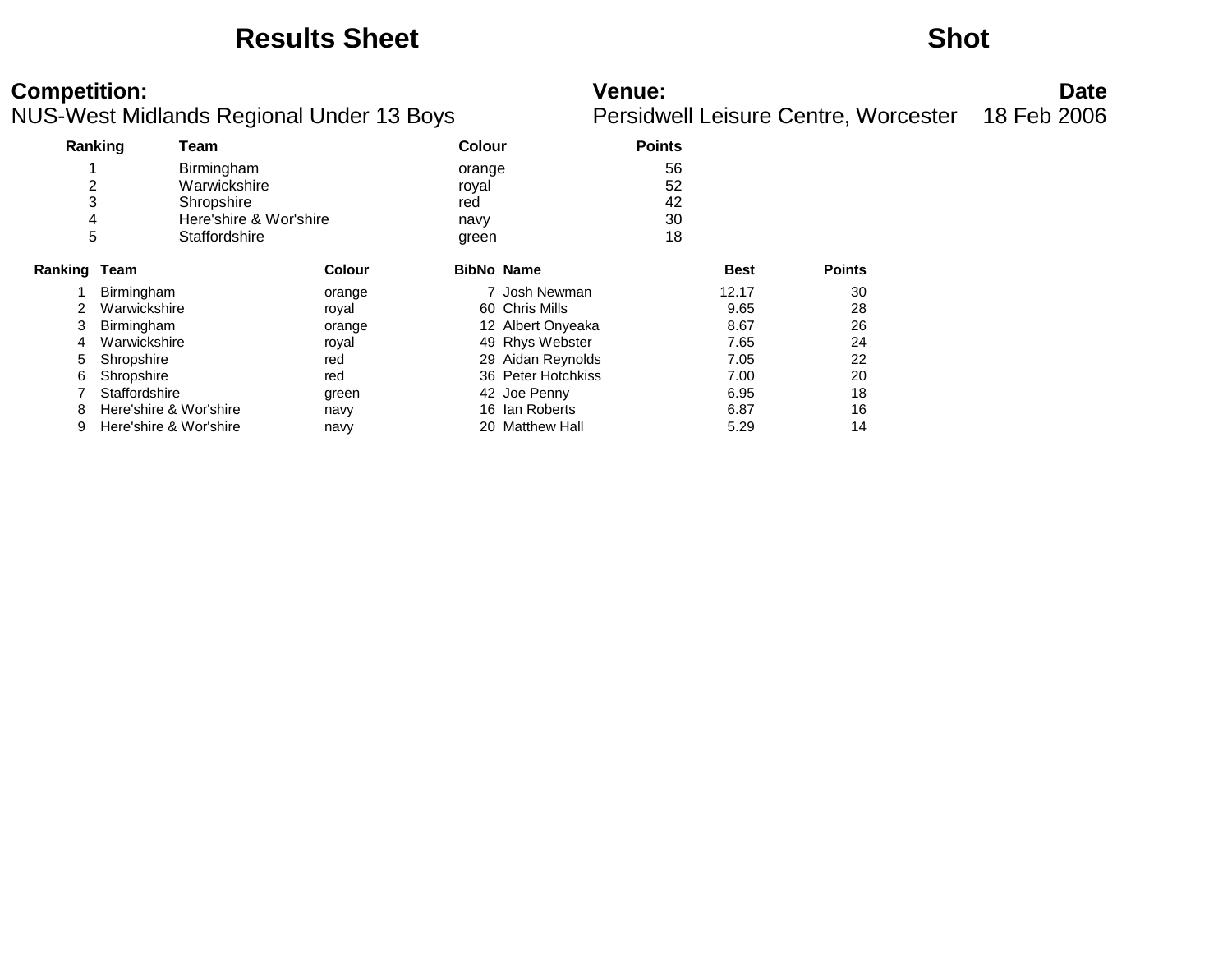# Results Sheet

# Shot

**Competition:**
NUS-West Midlands Regional Under 13 Boys

**Venue:**
Persidwell Leisure Centre, Worcester

**Date**
18 Feb 2006

| Ranking | Team | Colour | Points |
|---|---|---|---|
| 1 | Birmingham | orange | 56 |
| 2 | Warwickshire | royal | 52 |
| 3 | Shropshire | red | 42 |
| 4 | Here'shire & Wor'shire | navy | 30 |
| 5 | Staffordshire | green | 18 |

| Ranking | Team | Colour | BibNo | Name | Best | Points |
|---|---|---|---|---|---|---|
| 1 | Birmingham | orange | 7 | Josh Newman | 12.17 | 30 |
| 2 | Warwickshire | royal | 60 | Chris Mills | 9.65 | 28 |
| 3 | Birmingham | orange | 12 | Albert Onyeaka | 8.67 | 26 |
| 4 | Warwickshire | royal | 49 | Rhys Webster | 7.65 | 24 |
| 5 | Shropshire | red | 29 | Aidan Reynolds | 7.05 | 22 |
| 6 | Shropshire | red | 36 | Peter Hotchkiss | 7.00 | 20 |
| 7 | Staffordshire | green | 42 | Joe Penny | 6.95 | 18 |
| 8 | Here'shire & Wor'shire | navy | 16 | Ian Roberts | 6.87 | 16 |
| 9 | Here'shire & Wor'shire | navy | 20 | Matthew Hall | 5.29 | 14 |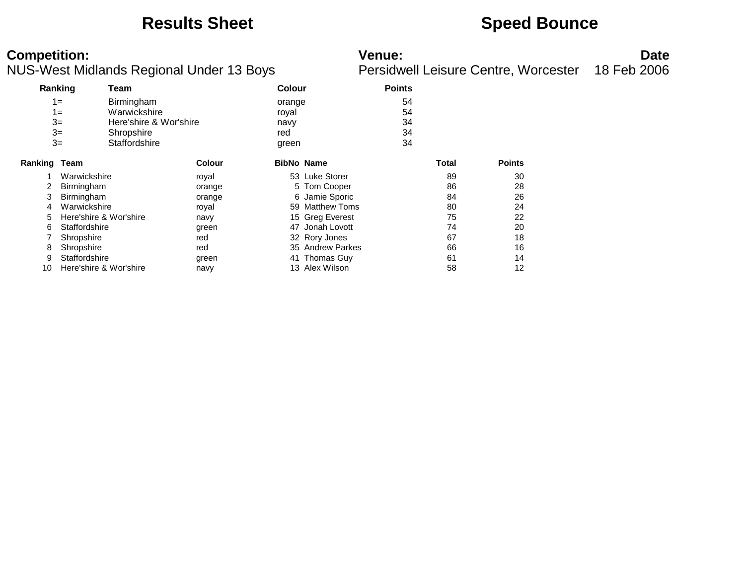# Results Sheet

# Speed Bounce

**Competition:**
NUS-West Midlands Regional Under 13 Boys

**Venue:**
Persidwell Leisure Centre, Worcester

**Date**
18 Feb 2006

| Ranking | Team | Colour | Points |
|---|---|---|---|
| 1= | Birmingham | orange | 54 |
| 1= | Warwickshire | royal | 54 |
| 3= | Here'shire & Wor'shire | navy | 34 |
| 3= | Shropshire | red | 34 |
| 3= | Staffordshire | green | 34 |

| Ranking | Team | Colour | BibNo | Name | Total | Points |
|---|---|---|---|---|---|---|
| 1 | Warwickshire | royal | 53 | Luke Storer | 89 | 30 |
| 2 | Birmingham | orange | 5 | Tom Cooper | 86 | 28 |
| 3 | Birmingham | orange | 6 | Jamie Sporic | 84 | 26 |
| 4 | Warwickshire | royal | 59 | Matthew Toms | 80 | 24 |
| 5 | Here'shire & Wor'shire | navy | 15 | Greg Everest | 75 | 22 |
| 6 | Staffordshire | green | 47 | Jonah Lovott | 74 | 20 |
| 7 | Shropshire | red | 32 | Rory Jones | 67 | 18 |
| 8 | Shropshire | red | 35 | Andrew Parkes | 66 | 16 |
| 9 | Staffordshire | green | 41 | Thomas Guy | 61 | 14 |
| 10 | Here'shire & Wor'shire | navy | 13 | Alex Wilson | 58 | 12 |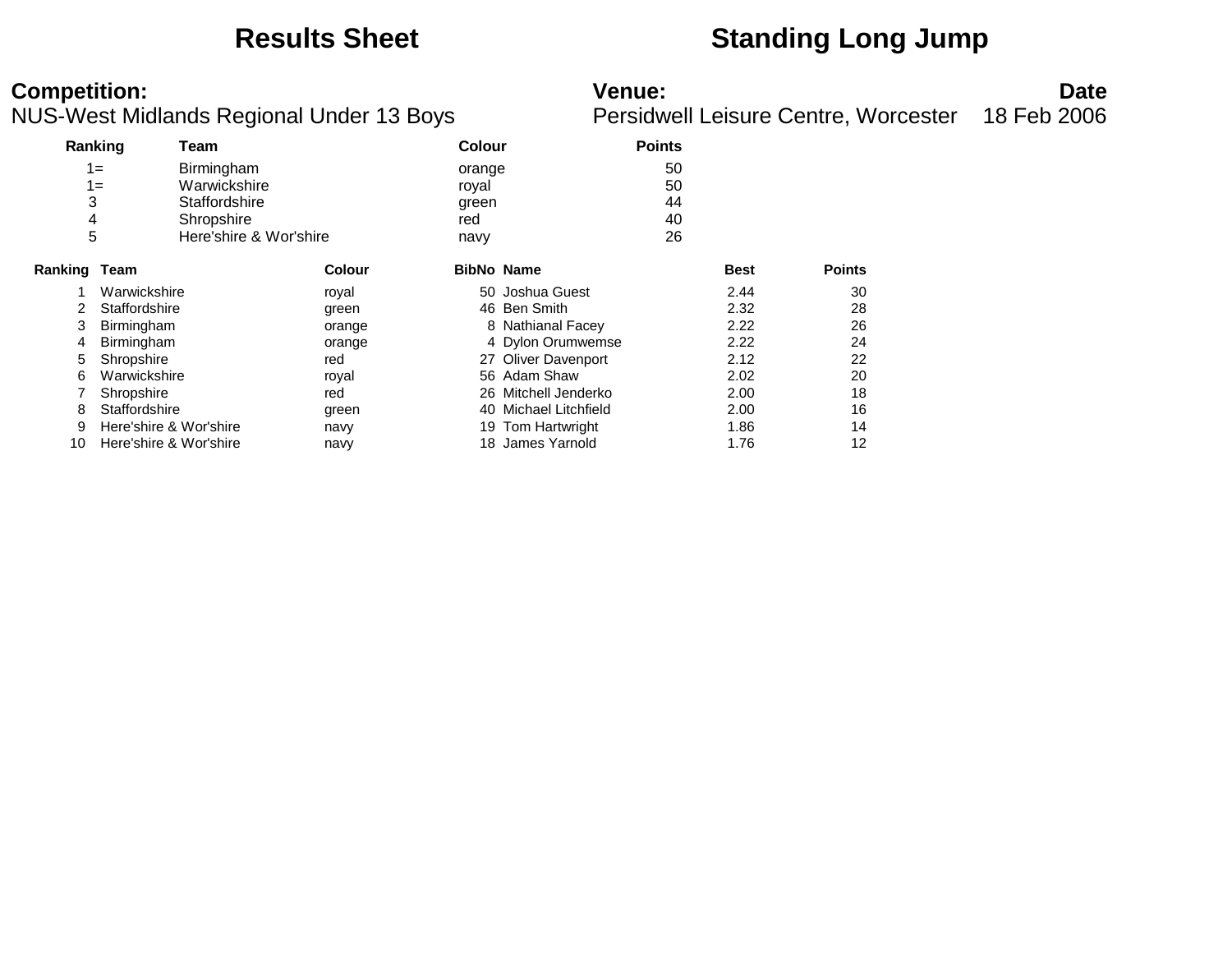# Results Sheet

# Standing Long Jump

**Competition:**
NUS-West Midlands Regional Under 13 Boys

**Venue:**
Persidwell Leisure Centre, Worcester

**Date**
18 Feb 2006

| Ranking | Team | Colour | Points |
|---|---|---|---|
| 1= | Birmingham | orange | 50 |
| 1= | Warwickshire | royal | 50 |
| 3 | Staffordshire | green | 44 |
| 4 | Shropshire | red | 40 |
| 5 | Here'shire & Wor'shire | navy | 26 |

| Ranking | Team | Colour | BibNo | Name | Best | Points |
|---|---|---|---|---|---|---|
| 1 | Warwickshire | royal | 50 | Joshua Guest | 2.44 | 30 |
| 2 | Staffordshire | green | 46 | Ben Smith | 2.32 | 28 |
| 3 | Birmingham | orange | 8 | Nathianal Facey | 2.22 | 26 |
| 4 | Birmingham | orange | 4 | Dylon Orumwemse | 2.22 | 24 |
| 5 | Shropshire | red | 27 | Oliver Davenport | 2.12 | 22 |
| 6 | Warwickshire | royal | 56 | Adam Shaw | 2.02 | 20 |
| 7 | Shropshire | red | 26 | Mitchell Jenderko | 2.00 | 18 |
| 8 | Staffordshire | green | 40 | Michael Litchfield | 2.00 | 16 |
| 9 | Here'shire & Wor'shire | navy | 19 | Tom Hartwright | 1.86 | 14 |
| 10 | Here'shire & Wor'shire | navy | 18 | James Yarnold | 1.76 | 12 |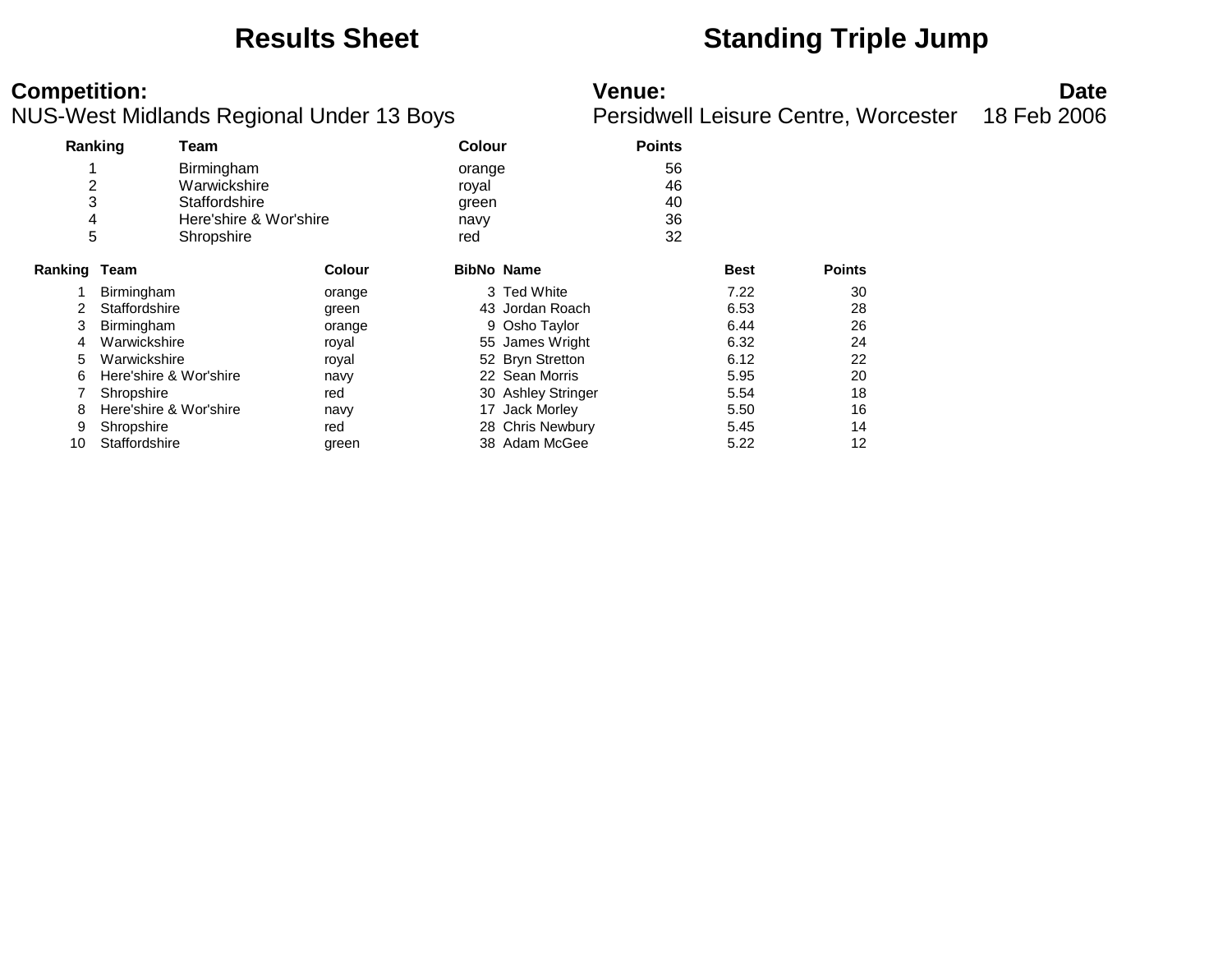# Results Sheet

# Standing Triple Jump

**Competition:**
NUS-West Midlands Regional Under 13 Boys

**Venue:**
Persidwell Leisure Centre, Worcester

**Date**
18 Feb 2006

| Ranking | Team | Colour | Points |
|---|---|---|---|
| 1 | Birmingham | orange | 56 |
| 2 | Warwickshire | royal | 46 |
| 3 | Staffordshire | green | 40 |
| 4 | Here'shire & Wor'shire | navy | 36 |
| 5 | Shropshire | red | 32 |

| Ranking | Team | Colour | BibNo | Name | Best | Points |
|---|---|---|---|---|---|---|
| 1 | Birmingham | orange | 3 | Ted White | 7.22 | 30 |
| 2 | Staffordshire | green | 43 | Jordan Roach | 6.53 | 28 |
| 3 | Birmingham | orange | 9 | Osho Taylor | 6.44 | 26 |
| 4 | Warwickshire | royal | 55 | James Wright | 6.32 | 24 |
| 5 | Warwickshire | royal | 52 | Bryn Stretton | 6.12 | 22 |
| 6 | Here'shire & Wor'shire | navy | 22 | Sean Morris | 5.95 | 20 |
| 7 | Shropshire | red | 30 | Ashley Stringer | 5.54 | 18 |
| 8 | Here'shire & Wor'shire | navy | 17 | Jack Morley | 5.50 | 16 |
| 9 | Shropshire | red | 28 | Chris Newbury | 5.45 | 14 |
| 10 | Staffordshire | green | 38 | Adam McGee | 5.22 | 12 |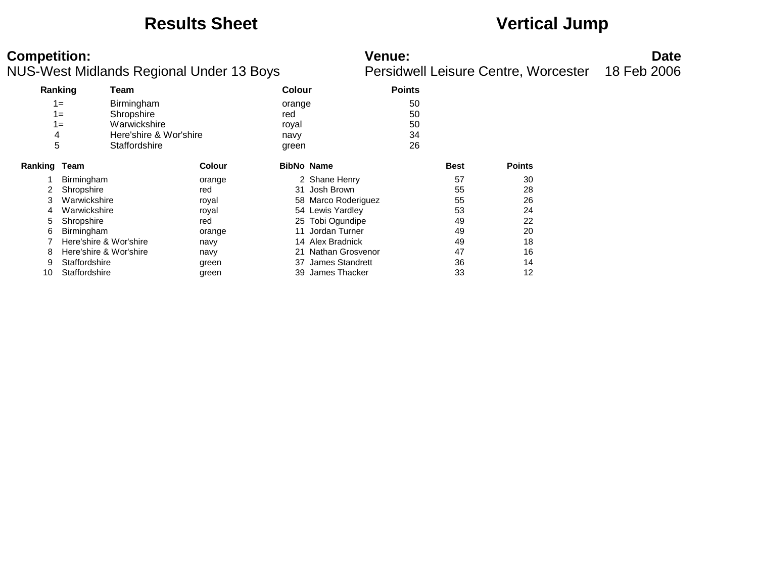# Results Sheet

# Vertical Jump

**Competition:**
NUS-West Midlands Regional Under 13 Boys

**Venue:**
Persidwell Leisure Centre, Worcester

**Date**
18 Feb 2006

| Ranking | Team | Colour | Points |
|---|---|---|---|
| 1= | Birmingham | orange | 50 |
| 1= | Shropshire | red | 50 |
| 1= | Warwickshire | royal | 50 |
| 4 | Here'shire & Wor'shire | navy | 34 |
| 5 | Staffordshire | green | 26 |

| Ranking | Team | Colour | BibNo | Name | Best | Points |
|---|---|---|---|---|---|---|
| 1 | Birmingham | orange | 2 | Shane Henry | 57 | 30 |
| 2 | Shropshire | red | 31 | Josh Brown | 55 | 28 |
| 3 | Warwickshire | royal | 58 | Marco Roderiguez | 55 | 26 |
| 4 | Warwickshire | royal | 54 | Lewis Yardley | 53 | 24 |
| 5 | Shropshire | red | 25 | Tobi Ogundipe | 49 | 22 |
| 6 | Birmingham | orange | 11 | Jordan Turner | 49 | 20 |
| 7 | Here'shire & Wor'shire | navy | 14 | Alex Bradnick | 49 | 18 |
| 8 | Here'shire & Wor'shire | navy | 21 | Nathan Grosvenor | 47 | 16 |
| 9 | Staffordshire | green | 37 | James Standrett | 36 | 14 |
| 10 | Staffordshire | green | 39 | James Thacker | 33 | 12 |